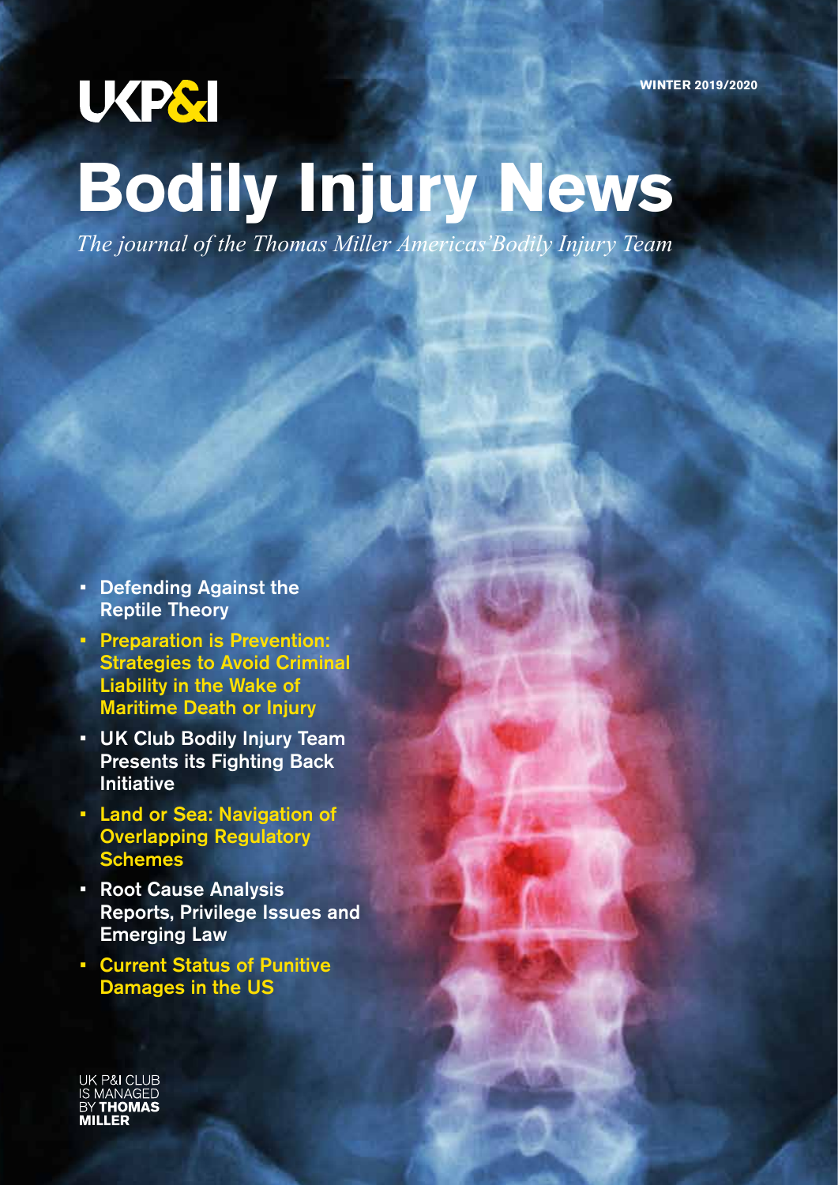UKP&I

WINTER 2019/2020

# Bodily Injury News

*The journal of the Thomas Miller Americas' Bodily Injury Team*

- **Defending Against the Reptile Theory**
- **Preparation is Prevention: Strategies to Avoid Criminal Liability in the Wake of Maritime Death or Injury**
- **UK Club Bodily Injury Team Presents its Fighting Back Initiative**
- **Land or Sea: Navigation of Overlapping Regulatory Schemes**
- **Root Cause Analysis Reports, Privilege Issues and Emerging Law**
- **Current Status of Punitive Damages in the US**

UK P&I CLUB IS MANAGED BY **THOMAS MILLER**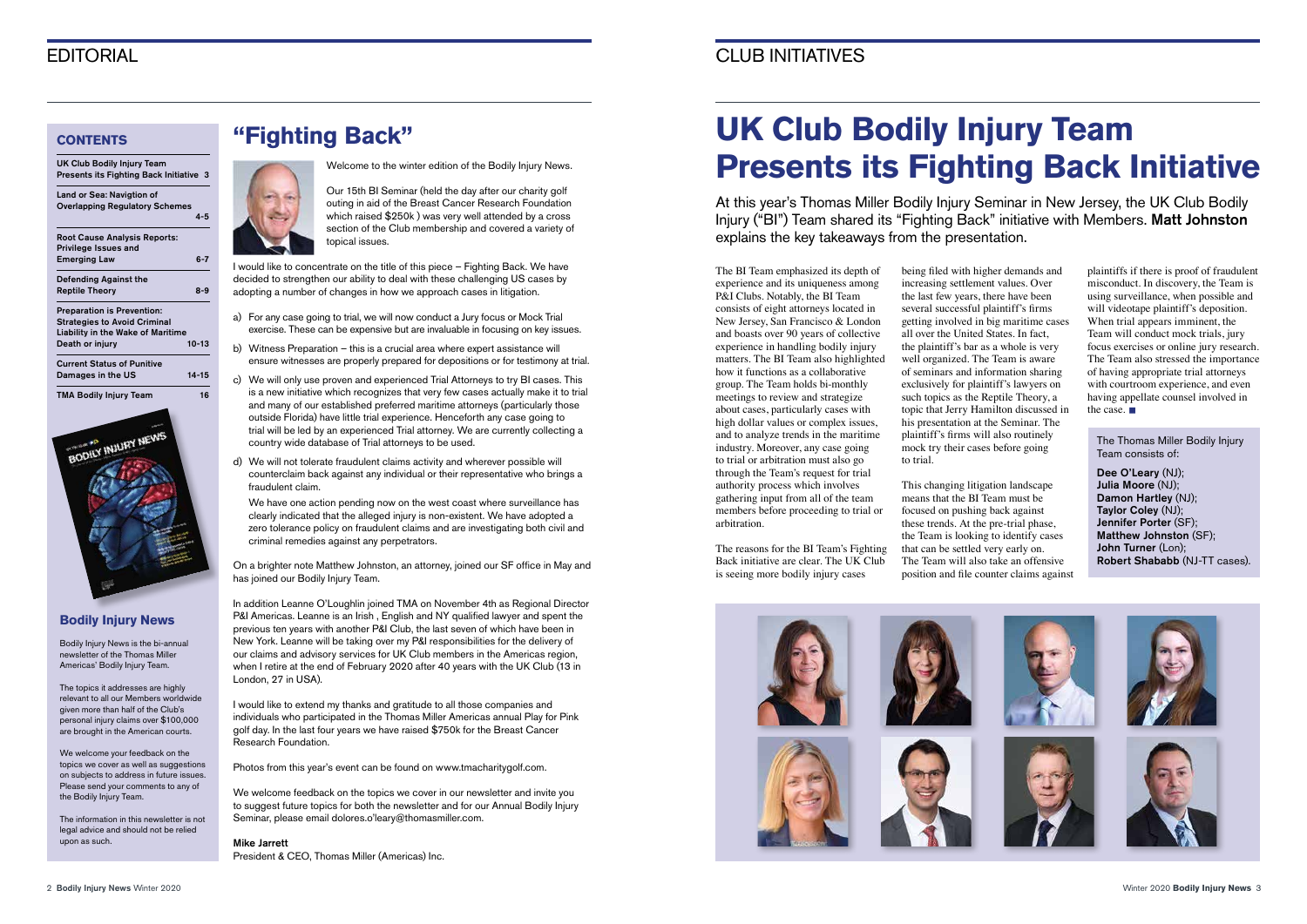# EDITORIAL

## CONTENTS

| UK Club Bodily Injury Team Presents its Fighting Back Initiative | 3 |
|---|---|
| Land or Sea: Navigtion of Overlapping Regulatory Schemes | 4-5 |
| Root Cause Analysis Reports: Privilege Issues and Emerging Law | 6-7 |
| Defending Against the Reptile Theory | 8-9 |
| Preparation is Prevention: Strategies to Avoid Criminal Liability in the Wake of Maritime Death or injury | 10-13 |
| Current Status of Punitive Damages in the US | 14-15 |
| TMA Bodily Injury Team | 16 |

### Bodily Injury News

Bodily Injury News is the bi-annual newsletter of the Thomas Miller Americas' Bodily Injury Team.

The topics it addresses are highly relevant to all our Members worldwide given more than half of the Club's personal injury claims over $100,000 are brought in the American courts.

We welcome your feedback on the topics we cover as well as suggestions on subjects to address in future issues. Please send your comments to any of the Bodily Injury Team.

The information in this newsletter is not legal advice and should not be relied upon as such.

## "Fighting Back"

Welcome to the winter edition of the Bodily Injury News.

Our 15th BI Seminar (held the day after our charity golf outing in aid of the Breast Cancer Research Foundation which raised $250k ) was very well attended by a cross section of the Club membership and covered a variety of topical issues.

I would like to concentrate on the title of this piece – Fighting Back. We have decided to strengthen our ability to deal with these challenging US cases by adopting a number of changes in how we approach cases in litigation.

a) For any case going to trial, we will now conduct a Jury focus or Mock Trial exercise. These can be expensive but are invaluable in focusing on key issues.

b) Witness Preparation – this is a crucial area where expert assistance will ensure witnesses are properly prepared for depositions or for testimony at trial.

c) We will only use proven and experienced Trial Attorneys to try BI cases. This is a new initiative which recognizes that very few cases actually make it to trial and many of our established preferred maritime attorneys (particularly those outside Florida) have little trial experience. Henceforth any case going to trial will be led by an experienced Trial attorney. We are currently collecting a country wide database of Trial attorneys to be used.

d) We will not tolerate fraudulent claims activity and wherever possible will counterclaim back against any individual or their representative who brings a fraudulent claim.

   We have one action pending now on the west coast where surveillance has clearly indicated that the alleged injury is non-existent. We have adopted a zero tolerance policy on fraudulent claims and are investigating both civil and criminal remedies against any perpetrators.

On a brighter note Matthew Johnston, an attorney, joined our SF office in May and has joined our Bodily Injury Team.

In addition Leanne O'Loughlin joined TMA on November 4th as Regional Director P&I Americas. Leanne is an Irish , English and NY qualified lawyer and spent the previous ten years with another P&I Club, the last seven of which have been in New York. Leanne will be taking over my P&I responsibilities for the delivery of our claims and advisory services for UK Club members in the Americas region, when I retire at the end of February 2020 after 40 years with the UK Club (13 in London, 27 in USA).

I would like to extend my thanks and gratitude to all those companies and individuals who participated in the Thomas Miller Americas annual Play for Pink golf day. In the last four years we have raised $750k for the Breast Cancer Research Foundation.

Photos from this year's event can be found on www.tmacharitygolf.com.

We welcome feedback on the topics we cover in our newsletter and invite you to suggest future topics for both the newsletter and for our Annual Bodily Injury Seminar, please email dolores.o'leary@thomasmiller.com.

**Mike Jarrett**
President & CEO, Thomas Miller (Americas) Inc.

# CLUB INITIATIVES

# UK Club Bodily Injury Team Presents its Fighting Back Initiative

At this year's Thomas Miller Bodily Injury Seminar in New Jersey, the UK Club Bodily Injury ("BI") Team shared its "Fighting Back" initiative with Members. **Matt Johnston** explains the key takeaways from the presentation.

The BI Team emphasized its depth of experience and its uniqueness among P&I Clubs. Notably, the BI Team consists of eight attorneys located in New Jersey, San Francisco & London and boasts over 90 years of collective experience in handling bodily injury matters. The BI Team also highlighted how it functions as a collaborative group. The Team holds bi-monthly meetings to review and strategize about cases, particularly cases with high dollar values or complex issues, and to analyze trends in the maritime industry. Moreover, any case going to trial or arbitration must also go through the Team's request for trial authority process which involves gathering input from all of the team members before proceeding to trial or arbitration.

The reasons for the BI Team's Fighting Back initiative are clear. The UK Club is seeing more bodily injury cases being filed with higher demands and increasing settlement values. Over the last few years, there have been several successful plaintiff's firms getting involved in big maritime cases all over the United States. In fact, the plaintiff's bar as a whole is very well organized. The Team is aware of seminars and information sharing exclusively for plaintiff's lawyers on such topics as the Reptile Theory, a topic that Jerry Hamilton discussed in his presentation at the Seminar. The plaintiff's firms will also routinely mock try their cases before going to trial.

This changing litigation landscape means that the BI Team must be focused on pushing back against these trends. At the pre-trial phase, the Team is looking to identify cases that can be settled very early on. The Team will also take an offensive position and file counter claims against plaintiffs if there is proof of fraudulent misconduct. In discovery, the Team is using surveillance, when possible and will videotape plaintiff's deposition. When trial appears imminent, the Team will conduct mock trials, jury focus exercises or online jury research. The Team also stressed the importance of having appropriate trial attorneys with courtroom experience, and even having appellate counsel involved in the case. ■

The Thomas Miller Bodily Injury Team consists of:

**Dee O'Leary** (NJ);
**Julia Moore** (NJ);
**Damon Hartley** (NJ);
**Taylor Coley** (NJ);
**Jennifer Porter** (SF);
**Matthew Johnston** (SF);
**John Turner** (Lon);
**Robert Shababb** (NJ-TT cases).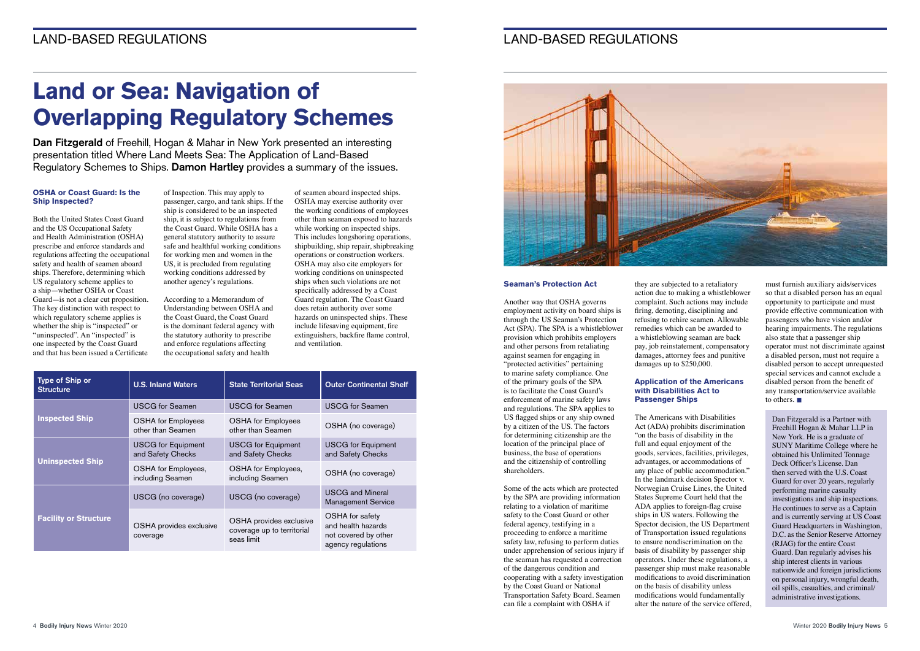# Land or Sea: Navigation of Overlapping Regulatory Schemes

**Dan Fitzgerald** of Freehill, Hogan & Mahar in New York presented an interesting presentation titled Where Land Meets Sea: The Application of Land-Based Regulatory Schemes to Ships. **Damon Hartley** provides a summary of the issues.

### OSHA or Coast Guard: Is the Ship Inspected?

Both the United States Coast Guard and the US Occupational Safety and Health Administration (OSHA) prescribe and enforce standards and regulations affecting the occupational safety and health of seamen aboard ships. Therefore, determining which US regulatory scheme applies to a ship—whether OSHA or Coast Guard—is not a clear cut proposition. The key distinction with respect to which regulatory scheme applies is whether the ship is "inspected" or "uninspected". An "inspected" is one inspected by the Coast Guard and that has been issued a Certificate of Inspection. This may apply to passenger, cargo, and tank ships. If the ship is considered to be an inspected ship, it is subject to regulations from the Coast Guard. While OSHA has a general statutory authority to assure safe and healthful working conditions for working men and women in the US, it is precluded from regulating working conditions addressed by another agency's regulations.

According to a Memorandum of Understanding between OSHA and the Coast Guard, the Coast Guard is the dominant federal agency with the statutory authority to prescribe and enforce regulations affecting the occupational safety and health of seamen aboard inspected ships. OSHA may exercise authority over the working conditions of employees other than seaman exposed to hazards while working on inspected ships. This includes longshoring operations, shipbuilding, ship repair, shipbreaking operations or construction workers. OSHA may also cite employers for working conditions on uninspected ships when such violations are not specifically addressed by a Coast Guard regulation. The Coast Guard does retain authority over some hazards on uninspected ships. These include lifesaving equipment, fire extinguishers, backfire flame control, and ventilation.

| Type of Ship or Structure | U.S. Inland Waters | State Territorial Seas | Outer Continental Shelf |
|---|---|---|---|
| Inspected Ship | USCG for Seamen | USCG for Seamen | USCG for Seamen |
| | OSHA for Employees other than Seamen | OSHA for Employees other than Seamen | OSHA (no coverage) |
| Uninspected Ship | USCG for Equipment and Safety Checks | USCG for Equipment and Safety Checks | USCG for Equipment and Safety Checks |
| | OSHA for Employees, including Seamen | OSHA for Employees, including Seamen | OSHA (no coverage) |
| Facility or Structure | USCG (no coverage) | USCG (no coverage) | USCG and Mineral Management Service |
| | OSHA provides exclusive coverage | OSHA provides exclusive coverage up to territorial seas limit | OSHA for safety and health hazards not covered by other agency regulations |

### Seaman's Protection Act

Another way that OSHA governs employment activity on board ships is through the US Seaman's Protection Act (SPA). The SPA is a whistleblower provision which prohibits employers and other persons from retaliating against seamen for engaging in "protected activities" pertaining to marine safety compliance. One of the primary goals of the SPA is to facilitate the Coast Guard's enforcement of marine safety laws and regulations. The SPA applies to US flagged ships or any ship owned by a citizen of the US. The factors for determining citizenship are the location of the principal place of business, the base of operations and the citizenship of controlling shareholders.

Some of the acts which are protected by the SPA are providing information relating to a violation of maritime safety to the Coast Guard or other federal agency, testifying in a proceeding to enforce a maritime safety law, refusing to perform duties under apprehension of serious injury if the seaman has requested a correction of the dangerous condition and cooperating with a safety investigation by the Coast Guard or National Transportation Safety Board. Seamen can file a complaint with OSHA if they are subjected to a retaliatory action due to making a whistleblower complaint. Such actions may include firing, demoting, disciplining and refusing to rehire seamen. Allowable remedies which can be awarded to a whistleblowing seaman are back pay, job reinstatement, compensatory damages, attorney fees and punitive damages up to $250,000.

### Application of the Americans with Disabilities Act to Passenger Ships

The Americans with Disabilities Act (ADA) prohibits discrimination "on the basis of disability in the full and equal enjoyment of the goods, services, facilities, privileges, advantages, or accommodations of any place of public accommodation." In the landmark decision Spector v. Norwegian Cruise Lines, the United States Supreme Court held that the ADA applies to foreign-flag cruise ships in US waters. Following the Spector decision, the US Department of Transportation issued regulations to ensure nondiscrimination on the basis of disability by passenger ship operators. Under these regulations, a passenger ship must make reasonable modifications to avoid discrimination on the basis of disability unless modifications would fundamentally alter the nature of the service offered, must furnish auxiliary aids/services so that a disabled person has an equal opportunity to participate and must provide effective communication with passengers who have vision and/or hearing impairments. The regulations also state that a passenger ship operator must not discriminate against a disabled person, must not require a disabled person to accept unrequested special services and cannot exclude a disabled person from the benefit of any transportation/service available to others. ■

Dan Fitzgerald is a Partner with Freehill Hogan & Mahar LLP in New York. He is a graduate of SUNY Maritime College where he obtained his Unlimited Tonnage Deck Officer's License. Dan then served with the U.S. Coast Guard for over 20 years, regularly performing marine casualty investigations and ship inspections. He continues to serve as a Captain and is currently serving at US Coast Guard Headquarters in Washington, D.C. as the Senior Reserve Attorney (RJAG) for the entire Coast Guard. Dan regularly advises his ship interest clients in various nationwide and foreign jurisdictions on personal injury, wrongful death, oil spills, casualties, and criminal/administrative investigations.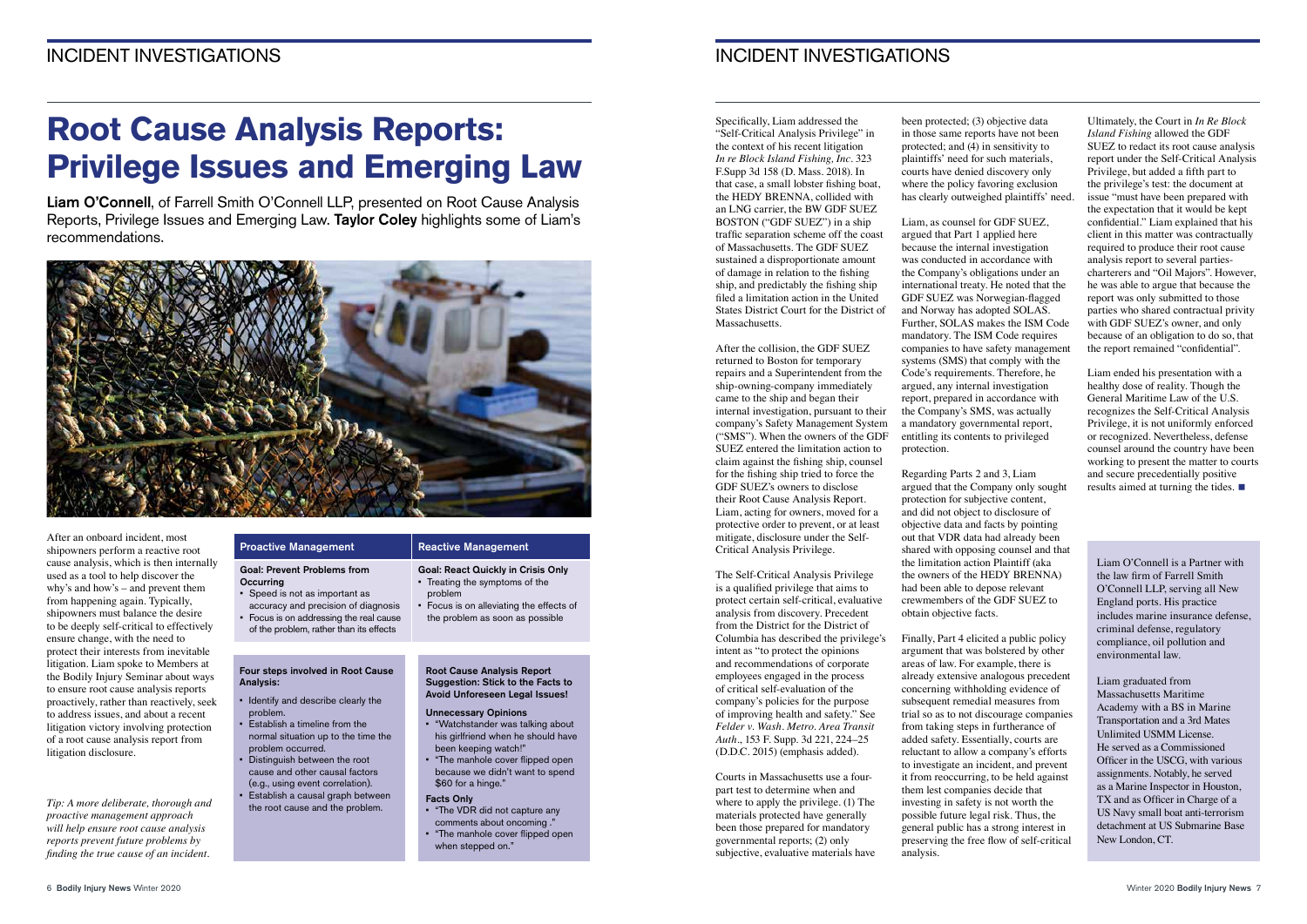# Root Cause Analysis Reports: Privilege Issues and Emerging Law

**Liam O'Connell**, of Farrell Smith O'Connell LLP, presented on Root Cause Analysis Reports, Privilege Issues and Emerging Law. **Taylor Coley** highlights some of Liam's recommendations.

After an onboard incident, most shipowners perform a reactive root cause analysis, which is then internally used as a tool to help discover the why's and how's – and prevent them from happening again. Typically, shipowners must balance the desire to be deeply self-critical to effectively ensure change, with the need to protect their interests from inevitable litigation. Liam spoke to Members at the Bodily Injury Seminar about ways to ensure root cause analysis reports proactively, rather than reactively, seek to address issues, and about a recent litigation victory involving protection of a root cause analysis report from litigation disclosure.

*Tip: A more deliberate, thorough and proactive management approach will help ensure root cause analysis reports prevent future problems by finding the true cause of an incident.*

| Proactive Management | Reactive Management |
|---|---|
| **Goal: Prevent Problems from Occurring**<br>• Speed is not as important as accuracy and precision of diagnosis<br>• Focus is on addressing the real cause of the problem, rather than its effects | **Goal: React Quickly in Crisis Only**<br>• Treating the symptoms of the problem<br>• Focus is on alleviating the effects of the problem as soon as possible |

**Four steps involved in Root Cause Analysis:**

- Identify and describe clearly the problem.
- Establish a timeline from the normal situation up to the time the problem occurred.
- Distinguish between the root cause and other causal factors (e.g., using event correlation).
- Establish a causal graph between the root cause and the problem.

**Root Cause Analysis Report Suggestion: Stick to the Facts to Avoid Unforeseen Legal Issues!**

**Unnecessary Opinions**

- "Watchstander was talking about his girlfriend when he should have been keeping watch!"
- "The manhole cover flipped open because we didn't want to spend $60 for a hinge."

**Facts Only**

- "The VDR did not capture any comments about oncoming ."
- "The manhole cover flipped open when stepped on."

Specifically, Liam addressed the "Self-Critical Analysis Privilege" in the context of his recent litigation *In re Block Island Fishing, Inc*. 323 F.Supp 3d 158 (D. Mass. 2018). In that case, a small lobster fishing boat, the HEDY BRENNA, collided with an LNG carrier, the BW GDF SUEZ BOSTON ("GDF SUEZ") in a ship traffic separation scheme off the coast of Massachusetts. The GDF SUEZ sustained a disproportionate amount of damage in relation to the fishing ship, and predictably the fishing ship filed a limitation action in the United States District Court for the District of Massachusetts.

After the collision, the GDF SUEZ returned to Boston for temporary repairs and a Superintendent from the ship-owning-company immediately came to the ship and began their internal investigation, pursuant to their company's Safety Management System ("SMS"). When the owners of the GDF SUEZ entered the limitation action to claim against the fishing ship, counsel for the fishing ship tried to force the GDF SUEZ's owners to disclose their Root Cause Analysis Report. Liam, acting for owners, moved for a protective order to prevent, or at least mitigate, disclosure under the Self-Critical Analysis Privilege.

The Self-Critical Analysis Privilege is a qualified privilege that aims to protect certain self-critical, evaluative analysis from discovery. Precedent from the District for the District of Columbia has described the privilege's intent as "to protect the opinions and recommendations of corporate employees engaged in the process of critical self-evaluation of the company's policies for the purpose of improving health and safety." See *Felder v. Wash. Metro. Area Transit Auth*., 153 F. Supp. 3d 221, 224–25 (D.D.C. 2015) (emphasis added).

Courts in Massachusetts use a four-part test to determine when and where to apply the privilege. (1) The materials protected have generally been those prepared for mandatory governmental reports; (2) only subjective, evaluative materials have been protected; (3) objective data in those same reports have not been protected; and (4) in sensitivity to plaintiffs' need for such materials, courts have denied discovery only where the policy favoring exclusion has clearly outweighed plaintiffs' need.

Liam, as counsel for GDF SUEZ, argued that Part 1 applied here because the internal investigation was conducted in accordance with the Company's obligations under an international treaty. He noted that the GDF SUEZ was Norwegian-flagged and Norway has adopted SOLAS. Further, SOLAS makes the ISM Code mandatory. The ISM Code requires companies to have safety management systems (SMS) that comply with the Code's requirements. Therefore, he argued, any internal investigation report, prepared in accordance with the Company's SMS, was actually a mandatory governmental report, entitling its contents to privileged protection.

Regarding Parts 2 and 3, Liam argued that the Company only sought protection for subjective content, and did not object to disclosure of objective data and facts by pointing out that VDR data had already been shared with opposing counsel and that the limitation action Plaintiff (aka the owners of the HEDY BRENNA) had been able to depose relevant crewmembers of the GDF SUEZ to obtain objective facts.

Finally, Part 4 elicited a public policy argument that was bolstered by other areas of law. For example, there is already extensive analogous precedent concerning withholding evidence of subsequent remedial measures from trial so as to not discourage companies from taking steps in furtherance of added safety. Essentially, courts are reluctant to allow a company's efforts to investigate an incident, and prevent it from reoccurring, to be held against them lest companies decide that investing in safety is not worth the possible future legal risk. Thus, the general public has a strong interest in preserving the free flow of self-critical analysis.

Ultimately, the Court in *In Re Block Island Fishing* allowed the GDF SUEZ to redact its root cause analysis report under the Self-Critical Analysis Privilege, but added a fifth part to the privilege's test: the document at issue "must have been prepared with the expectation that it would be kept confidential." Liam explained that his client in this matter was contractually required to produce their root cause analysis report to several parties-charterers and "Oil Majors". However, he was able to argue that because the report was only submitted to those parties who shared contractual privity with GDF SUEZ's owner, and only because of an obligation to do so, that the report remained "confidential".

Liam ended his presentation with a healthy dose of reality. Though the General Maritime Law of the U.S. recognizes the Self-Critical Analysis Privilege, it is not uniformly enforced or recognized. Nevertheless, defense counsel around the country have been working to present the matter to courts and secure precedentially positive results aimed at turning the tides. ■

Liam O'Connell is a Partner with the law firm of Farrell Smith O'Connell LLP, serving all New England ports. His practice includes marine insurance defense, criminal defense, regulatory compliance, oil pollution and environmental law.

Liam graduated from Massachusetts Maritime Academy with a BS in Marine Transportation and a 3rd Mates Unlimited USMM License. He served as a Commissioned Officer in the USCG, with various assignments. Notably, he served as a Marine Inspector in Houston, TX and as Officer in Charge of a US Navy small boat anti-terrorism detachment at US Submarine Base New London, CT.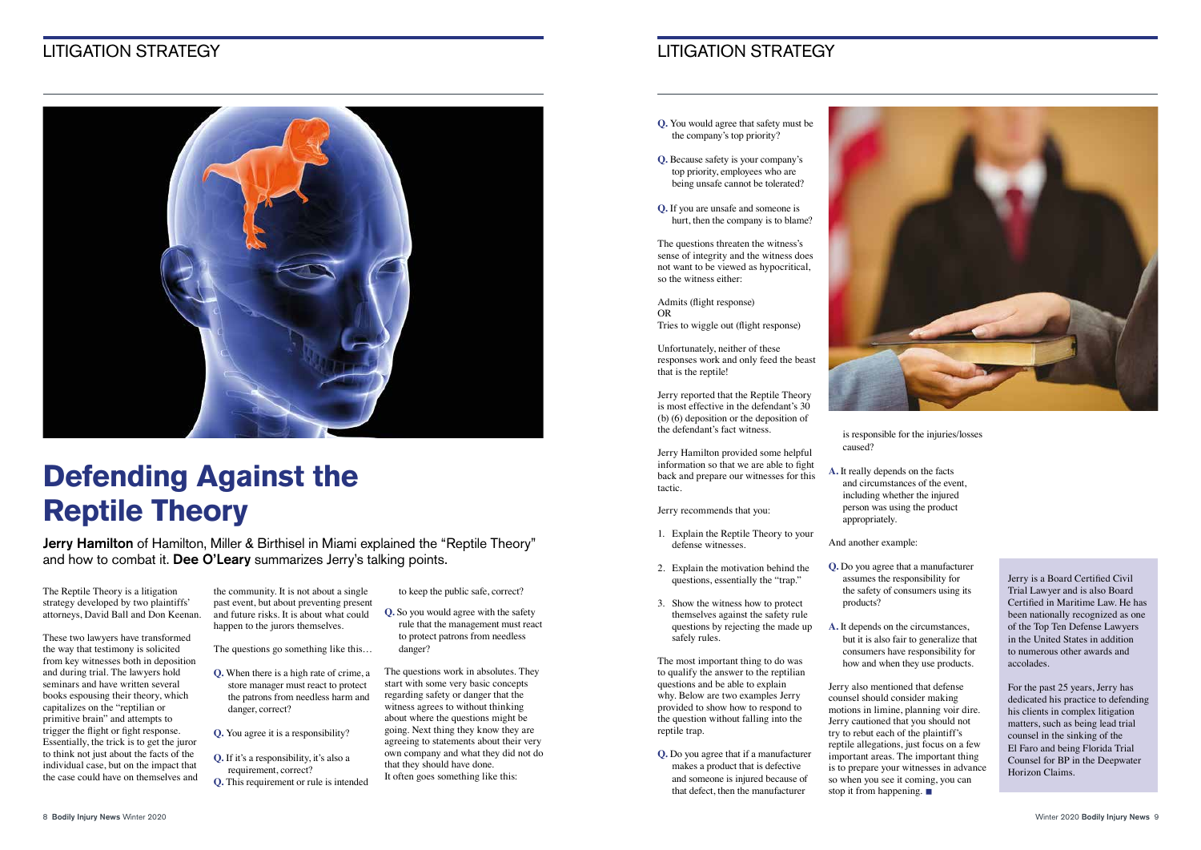# Defending Against the Reptile Theory

**Jerry Hamilton** of Hamilton, Miller & Birthisel in Miami explained the "Reptile Theory" and how to combat it. **Dee O'Leary** summarizes Jerry's talking points.

The Reptile Theory is a litigation strategy developed by two plaintiffs' attorneys, David Ball and Don Keenan.

These two lawyers have transformed the way that testimony is solicited from key witnesses both in deposition and during trial. The lawyers hold seminars and have written several books espousing their theory, which capitalizes on the "reptilian or primitive brain" and attempts to trigger the flight or fight response. Essentially, the trick is to get the juror to think not just about the facts of the individual case, but on the impact that the case could have on themselves and the community. It is not about a single past event, but about preventing present and future risks. It is about what could happen to the jurors themselves.

The questions go something like this…

**Q.** When there is a high rate of crime, a store manager must react to protect the patrons from needless harm and danger, correct?

**Q.** You agree it is a responsibility?

**Q.** If it's a responsibility, it's also a requirement, correct?

**Q.** This requirement or rule is intended to keep the public safe, correct?

**Q.** So you would agree with the safety rule that the management must react to protect patrons from needless danger?

The questions work in absolutes. They start with some very basic concepts regarding safety or danger that the witness agrees to without thinking about where the questions might be going. Next thing they know they are agreeing to statements about their very own company and what they did not do that they should have done.
It often goes something like this:

**Q.** You would agree that safety must be the company's top priority?

**Q.** Because safety is your company's top priority, employees who are being unsafe cannot be tolerated?

**Q.** If you are unsafe and someone is hurt, then the company is to blame?

The questions threaten the witness's sense of integrity and the witness does not want to be viewed as hypocritical, so the witness either:

Admits (flight response)
OR
Tries to wiggle out (flight response)

Unfortunately, neither of these responses work and only feed the beast that is the reptile!

Jerry reported that the Reptile Theory is most effective in the defendant's 30 (b) (6) deposition or the deposition of the defendant's fact witness.

Jerry Hamilton provided some helpful information so that we are able to fight back and prepare our witnesses for this tactic.

Jerry recommends that you:

1. Explain the Reptile Theory to your defense witnesses.
2. Explain the motivation behind the questions, essentially the "trap."
3. Show the witness how to protect themselves against the safety rule questions by rejecting the made up safely rules.

The most important thing to do was to qualify the answer to the reptilian questions and be able to explain why. Below are two examples Jerry provided to show how to respond to the question without falling into the reptile trap.

**Q.** Do you agree that if a manufacturer makes a product that is defective and someone is injured because of that defect, then the manufacturer is responsible for the injuries/losses caused?

**A.** It really depends on the facts and circumstances of the event, including whether the injured person was using the product appropriately.

And another example:

**Q.** Do you agree that a manufacturer assumes the responsibility for the safety of consumers using its products?

**A.** It depends on the circumstances, but it is also fair to generalize that consumers have responsibility for how and when they use products.

Jerry also mentioned that defense counsel should consider making motions in limine, planning voir dire. Jerry cautioned that you should not try to rebut each of the plaintiff's reptile allegations, just focus on a few important areas. The important thing is to prepare your witnesses in advance so when you see it coming, you can stop it from happening. ■

Jerry is a Board Certified Civil Trial Lawyer and is also Board Certified in Maritime Law. He has been nationally recognized as one of the Top Ten Defense Lawyers in the United States in addition to numerous other awards and accolades.

For the past 25 years, Jerry has dedicated his practice to defending his clients in complex litigation matters, such as being lead trial counsel in the sinking of the El Faro and being Florida Trial Counsel for BP in the Deepwater Horizon Claims.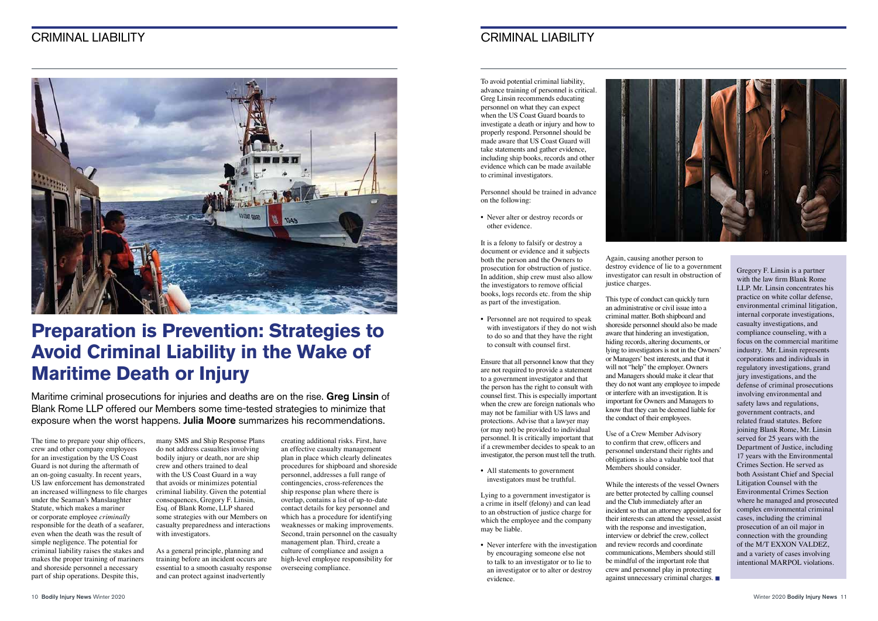# Preparation is Prevention: Strategies to Avoid Criminal Liability in the Wake of Maritime Death or Injury

Maritime criminal prosecutions for injuries and deaths are on the rise. **Greg Linsin** of Blank Rome LLP offered our Members some time-tested strategies to minimize that exposure when the worst happens. **Julia Moore** summarizes his recommendations.

The time to prepare your ship officers, crew and other company employees for an investigation by the US Coast Guard is not during the aftermath of an on-going casualty. In recent years, US law enforcement has demonstrated an increased willingness to file charges under the Seaman's Manslaughter Statute, which makes a mariner or corporate employee *criminally* responsible for the death of a seafarer, even when the death was the result of simple negligence. The potential for criminal liability raises the stakes and makes the proper training of mariners and shoreside personnel a necessary part of ship operations. Despite this, many SMS and Ship Response Plans do not address casualties involving bodily injury or death, nor are ship crew and others trained to deal with the US Coast Guard in a way that avoids or minimizes potential criminal liability. Given the potential consequences, Gregory F. Linsin, Esq. of Blank Rome, LLP shared some strategies with our Members on casualty preparedness and interactions with investigators.

As a general principle, planning and training before an incident occurs are essential to a smooth casualty response and can protect against inadvertently creating additional risks. First, have an effective casualty management plan in place which clearly delineates procedures for shipboard and shoreside personnel, addresses a full range of contingencies, cross-references the ship response plan where there is overlap, contains a list of up-to-date contact details for key personnel and which has a procedure for identifying weaknesses or making improvements. Second, train personnel on the casualty management plan. Third, create a culture of compliance and assign a high-level employee responsibility for overseeing compliance.

To avoid potential criminal liability, advance training of personnel is critical. Greg Linsin recommends educating personnel on what they can expect when the US Coast Guard boards to investigate a death or injury and how to properly respond. Personnel should be made aware that US Coast Guard will take statements and gather evidence, including ship books, records and other evidence which can be made available to criminal investigators.

Personnel should be trained in advance on the following:

- Never alter or destroy records or other evidence.

It is a felony to falsify or destroy a document or evidence and it subjects both the person and the Owners to prosecution for obstruction of justice. In addition, ship crew must also allow the investigators to remove official books, logs records etc. from the ship as part of the investigation.

- Personnel are not required to speak with investigators if they do not wish to do so and that they have the right to consult with counsel first.

Ensure that all personnel know that they are not required to provide a statement to a government investigator and that the person has the right to consult with counsel first. This is especially important when the crew are foreign nationals who may not be familiar with US laws and protections. Advise that a lawyer may (or may not) be provided to individual personnel. It is critically important that if a crewmember decides to speak to an investigator, the person must tell the truth.

- All statements to government investigators must be truthful.

Lying to a government investigator is a crime in itself (felony) and can lead to an obstruction of justice charge for which the employee and the company may be liable.

- Never interfere with the investigation by encouraging someone else not to talk to an investigator or to lie to an investigator or to alter or destroy evidence.

Again, causing another person to destroy evidence of lie to a government investigator can result in obstruction of justice charges.

This type of conduct can quickly turn an administrative or civil issue into a criminal matter. Both shipboard and shoreside personnel should also be made aware that hindering an investigation, hiding records, altering documents, or lying to investigators is not in the Owners' or Managers' best interests, and that it will not "help" the employer. Owners and Managers should make it clear that they do not want any employee to impede or interfere with an investigation. It is important for Owners and Managers to know that they can be deemed liable for the conduct of their employees.

Use of a Crew Member Advisory to confirm that crew, officers and personnel understand their rights and obligations is also a valuable tool that Members should consider.

While the interests of the vessel Owners are better protected by calling counsel and the Club immediately after an incident so that an attorney appointed for their interests can attend the vessel, assist with the response and investigation, interview or debrief the crew, collect and review records and coordinate communications, Members should still be mindful of the important role that crew and personnel play in protecting against unnecessary criminal charges. ■

Gregory F. Linsin is a partner with the law firm Blank Rome LLP. Mr. Linsin concentrates his practice on white collar defense, environmental criminal litigation, internal corporate investigations, casualty investigations, and compliance counseling, with a focus on the commercial maritime industry. Mr. Linsin represents corporations and individuals in regulatory investigations, grand jury investigations, and the defense of criminal prosecutions involving environmental and safety laws and regulations, government contracts, and related fraud statutes. Before joining Blank Rome, Mr. Linsin served for 25 years with the Department of Justice, including 17 years with the Environmental Crimes Section. He served as both Assistant Chief and Special Litigation Counsel with the Environmental Crimes Section where he managed and prosecuted complex environmental criminal cases, including the criminal prosecution of an oil major in connection with the grounding of the M/T EXXON VALDEZ, and a variety of cases involving intentional MARPOL violations.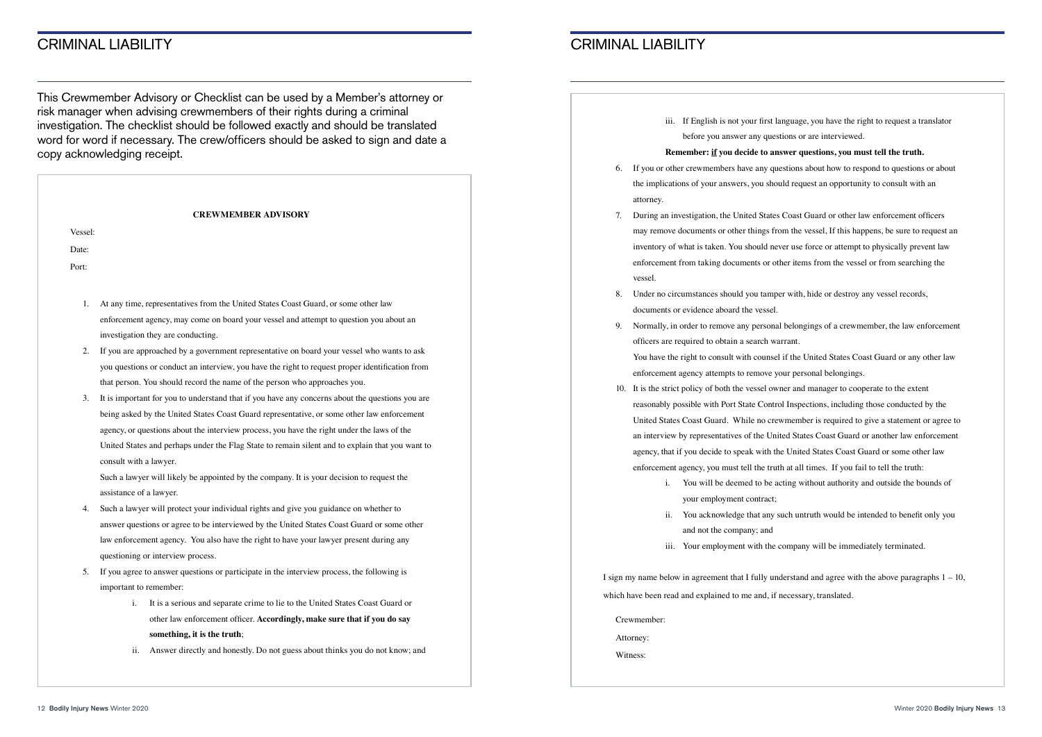# CRIMINAL LIABILITY

This Crewmember Advisory or Checklist can be used by a Member's attorney or risk manager when advising crewmembers of their rights during a criminal investigation. The checklist should be followed exactly and should be translated word for word if necessary. The crew/officers should be asked to sign and date a copy acknowledging receipt.

**CREWMEMBER ADVISORY**

Vessel:

Date:

Port:

1. At any time, representatives from the United States Coast Guard, or some other law enforcement agency, may come on board your vessel and attempt to question you about an investigation they are conducting.
2. If you are approached by a government representative on board your vessel who wants to ask you questions or conduct an interview, you have the right to request proper identification from that person. You should record the name of the person who approaches you.
3. It is important for you to understand that if you have any concerns about the questions you are being asked by the United States Coast Guard representative, or some other law enforcement agency, or questions about the interview process, you have the right under the laws of the United States and perhaps under the Flag State to remain silent and to explain that you want to consult with a lawyer.

   Such a lawyer will likely be appointed by the company. It is your decision to request the assistance of a lawyer.
4. Such a lawyer will protect your individual rights and give you guidance on whether to answer questions or agree to be interviewed by the United States Coast Guard or some other law enforcement agency. You also have the right to have your lawyer present during any questioning or interview process.
5. If you agree to answer questions or participate in the interview process, the following is important to remember:
   1. It is a serious and separate crime to lie to the United States Coast Guard or other law enforcement officer. **Accordingly, make sure that if you do say something, it is the truth**;
   2. Answer directly and honestly. Do not guess about thinks you do not know; and
   3. If English is not your first language, you have the right to request a translator before you answer any questions or are interviewed.

   **Remember: <u>if</u> you decide to answer questions, you must tell the truth.**
6. If you or other crewmembers have any questions about how to respond to questions or about the implications of your answers, you should request an opportunity to consult with an attorney.
7. During an investigation, the United States Coast Guard or other law enforcement officers may remove documents or other things from the vessel, If this happens, be sure to request an inventory of what is taken. You should never use force or attempt to physically prevent law enforcement from taking documents or other items from the vessel or from searching the vessel.
8. Under no circumstances should you tamper with, hide or destroy any vessel records, documents or evidence aboard the vessel.
9. Normally, in order to remove any personal belongings of a crewmember, the law enforcement officers are required to obtain a search warrant.

   You have the right to consult with counsel if the United States Coast Guard or any other law enforcement agency attempts to remove your personal belongings.
10. It is the strict policy of both the vessel owner and manager to cooperate to the extent reasonably possible with Port State Control Inspections, including those conducted by the United States Coast Guard. While no crewmember is required to give a statement or agree to an interview by representatives of the United States Coast Guard or another law enforcement agency, that if you decide to speak with the United States Coast Guard or some other law enforcement agency, you must tell the truth at all times. If you fail to tell the truth:
    1. You will be deemed to be acting without authority and outside the bounds of your employment contract;
    2. You acknowledge that any such untruth would be intended to benefit only you and not the company; and
    3. Your employment with the company will be immediately terminated.

I sign my name below in agreement that I fully understand and agree with the above paragraphs 1 – 10, which have been read and explained to me and, if necessary, translated.

Crewmember:

Attorney:

Witness: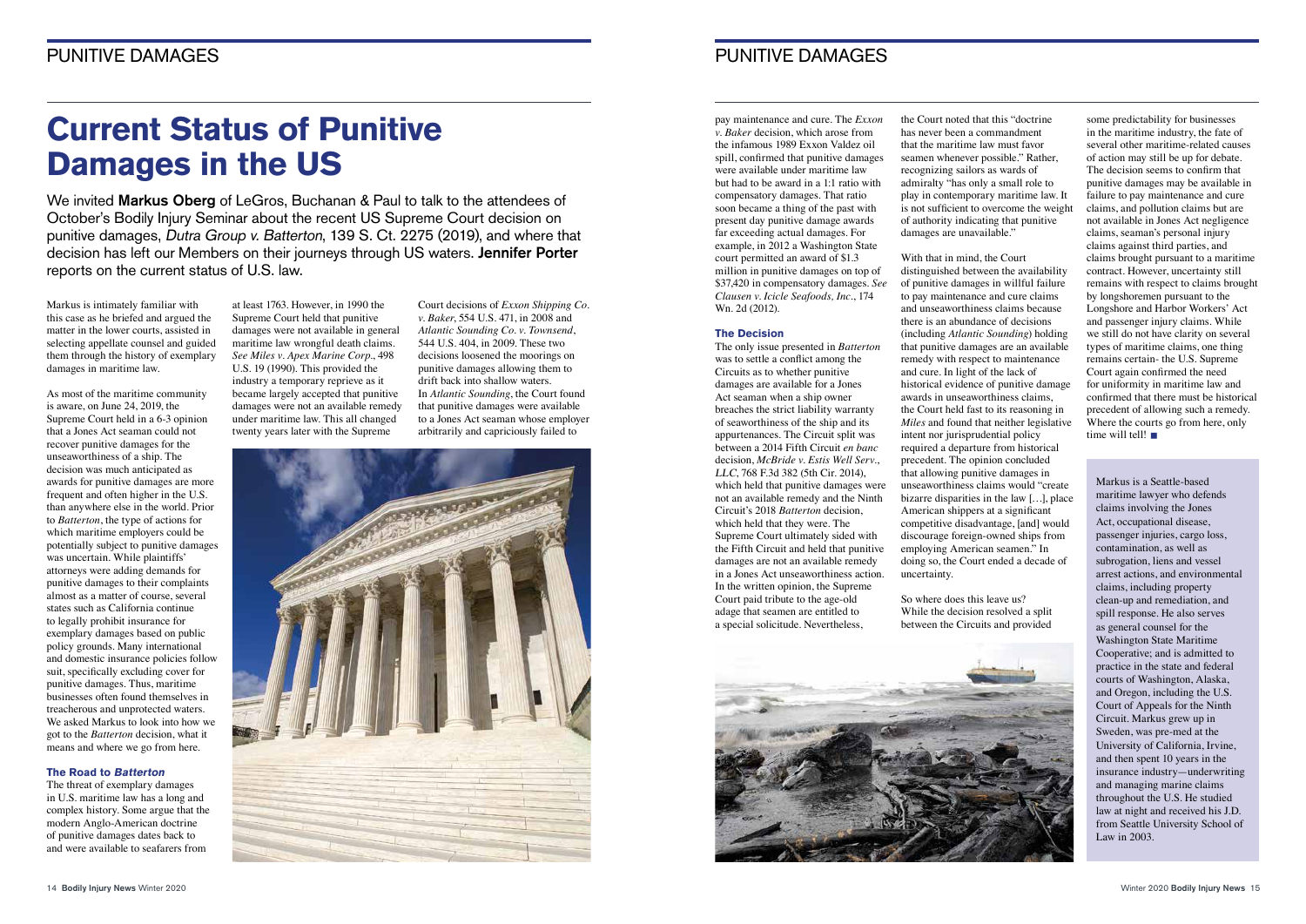# Current Status of Punitive Damages in the US

We invited **Markus Oberg** of LeGros, Buchanan & Paul to talk to the attendees of October's Bodily Injury Seminar about the recent US Supreme Court decision on punitive damages, *Dutra Group v. Batterton*, 139 S. Ct. 2275 (2019), and where that decision has left our Members on their journeys through US waters. **Jennifer Porter** reports on the current status of U.S. law.

Markus is intimately familiar with this case as he briefed and argued the matter in the lower courts, assisted in selecting appellate counsel and guided them through the history of exemplary damages in maritime law.

As most of the maritime community is aware, on June 24, 2019, the Supreme Court held in a 6-3 opinion that a Jones Act seaman could not recover punitive damages for the unseaworthiness of a ship. The decision was much anticipated as awards for punitive damages are more frequent and often higher in the U.S. than anywhere else in the world. Prior to *Batterton*, the type of actions for which maritime employers could be potentially subject to punitive damages was uncertain. While plaintiffs' attorneys were adding demands for punitive damages to their complaints almost as a matter of course, several states such as California continue to legally prohibit insurance for exemplary damages based on public policy grounds. Many international and domestic insurance policies follow suit, specifically excluding cover for punitive damages. Thus, maritime businesses often found themselves in treacherous and unprotected waters. We asked Markus to look into how we got to the *Batterton* decision, what it means and where we go from here.

### The Road to *Batterton*

The threat of exemplary damages in U.S. maritime law has a long and complex history. Some argue that the modern Anglo-American doctrine of punitive damages dates back to and were available to seafarers from at least 1763. However, in 1990 the Supreme Court held that punitive damages were not available in general maritime law wrongful death claims. *See Miles v. Apex Marine Corp.*, 498 U.S. 19 (1990). This provided the industry a temporary reprieve as it became largely accepted that punitive damages were not an available remedy under maritime law. This all changed twenty years later with the Supreme Court decisions of *Exxon Shipping Co. v. Baker*, 554 U.S. 471, in 2008 and *Atlantic Sounding Co. v. Townsend*, 544 U.S. 404, in 2009. These two decisions loosened the moorings on punitive damages allowing them to drift back into shallow waters. In *Atlantic Sounding*, the Court found that punitive damages were available to a Jones Act seaman whose employer arbitrarily and capriciously failed to pay maintenance and cure. The *Exxon v. Baker* decision, which arose from the infamous 1989 Exxon Valdez oil spill, confirmed that punitive damages were available under maritime law but had to be award in a 1:1 ratio with compensatory damages. That ratio soon became a thing of the past with present day punitive damage awards far exceeding actual damages. For example, in 2012 a Washington State court permitted an award of $1.3 million in punitive damages on top of $37,420 in compensatory damages. *See Clausen v. Icicle Seafoods, Inc.*, 174 Wn. 2d (2012).

### The Decision

The only issue presented in *Batterton* was to settle a conflict among the Circuits as to whether punitive damages are available for a Jones Act seaman when a ship owner breaches the strict liability warranty of seaworthiness of the ship and its appurtenances. The Circuit split was between a 2014 Fifth Circuit *en banc* decision, *McBride v. Estis Well Serv., LLC*, 768 F.3d 382 (5th Cir. 2014), which held that punitive damages were not an available remedy and the Ninth Circuit's 2018 *Batterton* decision, which held that they were. The Supreme Court ultimately sided with the Fifth Circuit and held that punitive damages are not an available remedy in a Jones Act unseaworthiness action. In the written opinion, the Supreme Court paid tribute to the age-old adage that seamen are entitled to a special solicitude. Nevertheless, the Court noted that this "doctrine has never been a commandment that the maritime law must favor seamen whenever possible." Rather, recognizing sailors as wards of admiralty "has only a small role to play in contemporary maritime law. It is not sufficient to overcome the weight of authority indicating that punitive damages are unavailable."

With that in mind, the Court distinguished between the availability of punitive damages in willful failure to pay maintenance and cure claims and unseaworthiness claims because there is an abundance of decisions (including *Atlantic Sounding*) holding that punitive damages are an available remedy with respect to maintenance and cure. In light of the lack of historical evidence of punitive damage awards in unseaworthiness claims, the Court held fast to its reasoning in *Miles* and found that neither legislative intent nor jurisprudential policy required a departure from historical precedent. The opinion concluded that allowing punitive damages in unseaworthiness claims would "create bizarre disparities in the law […], place American shippers at a significant competitive disadvantage, [and] would discourage foreign-owned ships from employing American seamen." In doing so, the Court ended a decade of uncertainty.

So where does this leave us? While the decision resolved a split between the Circuits and provided some predictability for businesses in the maritime industry, the fate of several other maritime-related causes of action may still be up for debate. The decision seems to confirm that punitive damages may be available in failure to pay maintenance and cure claims, and pollution claims but are not available in Jones Act negligence claims, seaman's personal injury claims against third parties, and claims brought pursuant to a maritime contract. However, uncertainty still remains with respect to claims brought by longshoremen pursuant to the Longshore and Harbor Workers' Act and passenger injury claims. While we still do not have clarity on several types of maritime claims, one thing remains certain- the U.S. Supreme Court again confirmed the need for uniformity in maritime law and confirmed that there must be historical precedent of allowing such a remedy. Where the courts go from here, only time will tell! ■

Markus is a Seattle-based maritime lawyer who defends claims involving the Jones Act, occupational disease, passenger injuries, cargo loss, contamination, as well as subrogation, liens and vessel arrest actions, and environmental claims, including property clean-up and remediation, and spill response. He also serves as general counsel for the Washington State Maritime Cooperative; and is admitted to practice in the state and federal courts of Washington, Alaska, and Oregon, including the U.S. Court of Appeals for the Ninth Circuit. Markus grew up in Sweden, was pre-med at the University of California, Irvine, and then spent 10 years in the insurance industry—underwriting and managing marine claims throughout the U.S. He studied law at night and received his J.D. from Seattle University School of Law in 2003.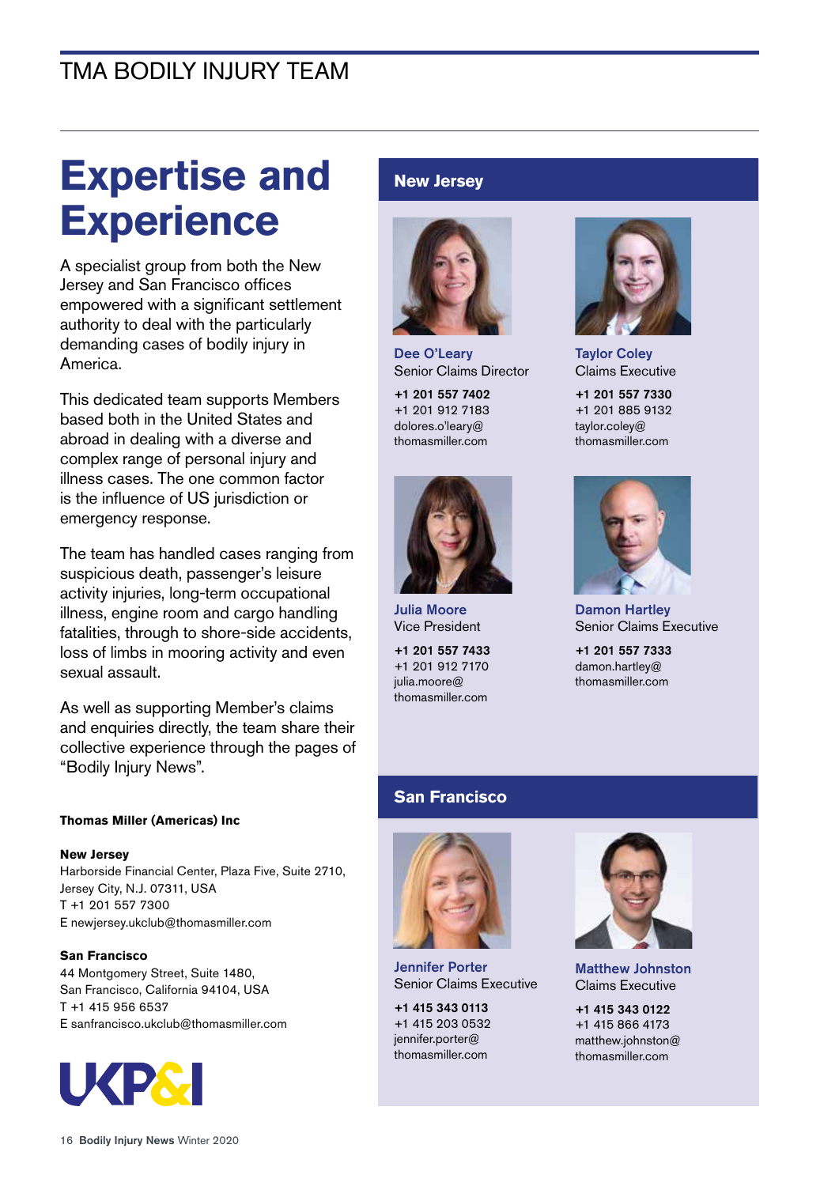TMA BODILY INJURY TEAM

# Expertise and Experience

A specialist group from both the New Jersey and San Francisco offices empowered with a significant settlement authority to deal with the particularly demanding cases of bodily injury in America.

This dedicated team supports Members based both in the United States and abroad in dealing with a diverse and complex range of personal injury and illness cases. The one common factor is the influence of US jurisdiction or emergency response.

The team has handled cases ranging from suspicious death, passenger's leisure activity injuries, long-term occupational illness, engine room and cargo handling fatalities, through to shore-side accidents, loss of limbs in mooring activity and even sexual assault.

As well as supporting Member's claims and enquiries directly, the team share their collective experience through the pages of "Bodily Injury News".

**Thomas Miller (Americas) Inc**

**New Jersey**
Harborside Financial Center, Plaza Five, Suite 2710,
Jersey City, N.J. 07311, USA
T +1 201 557 7300
E newjersey.ukclub@thomasmiller.com

**San Francisco**
44 Montgomery Street, Suite 1480,
San Francisco, California 94104, USA
T +1 415 956 6537
E sanfrancisco.ukclub@thomasmiller.com

UKP&I

## New Jersey

**Dee O'Leary**
Senior Claims Director
**+1 201 557 7402**
+1 201 912 7183
dolores.o'leary@thomasmiller.com

**Taylor Coley**
Claims Executive
**+1 201 557 7330**
+1 201 885 9132
taylor.coley@thomasmiller.com

**Julia Moore**
Vice President
**+1 201 557 7433**
+1 201 912 7170
julia.moore@thomasmiller.com

**Damon Hartley**
Senior Claims Executive
**+1 201 557 7333**
damon.hartley@thomasmiller.com

## San Francisco

**Jennifer Porter**
Senior Claims Executive
**+1 415 343 0113**
+1 415 203 0532
jennifer.porter@thomasmiller.com

**Matthew Johnston**
Claims Executive
**+1 415 343 0122**
+1 415 866 4173
matthew.johnston@thomasmiller.com